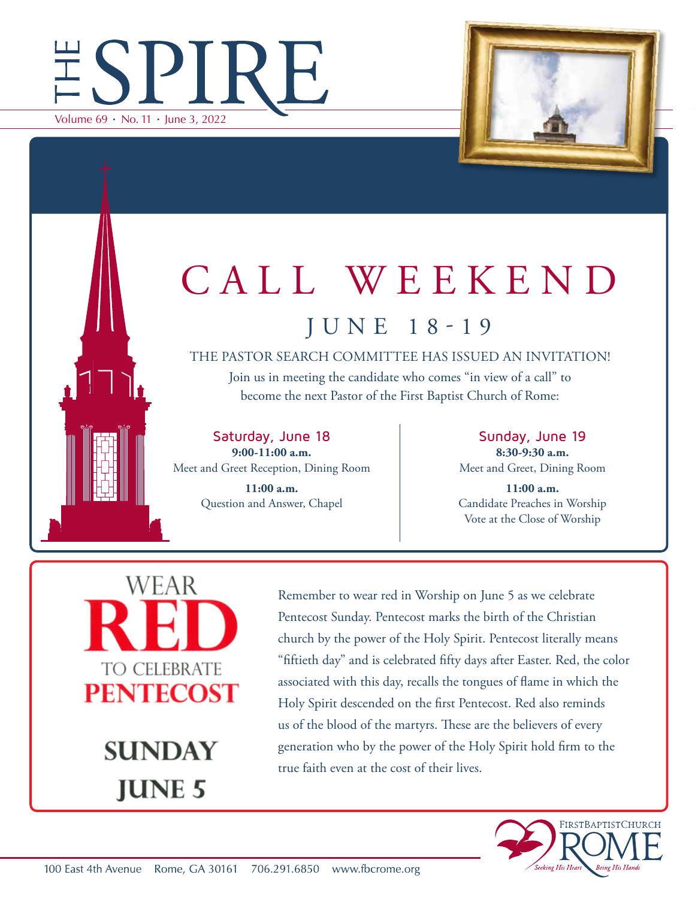# THE SPIRE

Volume 69 · No. 11 · June 3, 2022

# CALL WEEKEND

## JUNE 18-19

THE PASTOR SEARCH COMMITTEE HAS ISSUED AN INVITATION!

Join us in meeting the candidate who comes "in view of a call" to become the next Pastor of the First Baptist Church of Rome:

### Saturday, June 18

**9:00-11:00 a.m.**
Meet and Greet Reception, Dining Room

**11:00 a.m.**
Question and Answer, Chapel

### Sunday, June 19

**8:30-9:30 a.m.**
Meet and Greet, Dining Room

**11:00 a.m.**
Candidate Preaches in Worship
Vote at the Close of Worship

## WEAR RED TO CELEBRATE PENTECOST

## SUNDAY JUNE 5

Remember to wear red in Worship on June 5 as we celebrate Pentecost Sunday. Pentecost marks the birth of the Christian church by the power of the Holy Spirit. Pentecost literally means "fiftieth day" and is celebrated fifty days after Easter. Red, the color associated with this day, recalls the tongues of flame in which the Holy Spirit descended on the first Pentecost. Red also reminds us of the blood of the martyrs. These are the believers of every generation who by the power of the Holy Spirit hold firm to the true faith even at the cost of their lives.

First Baptist Church Rome — *Seeking His Heart · Being His Hands*

100 East 4th Avenue Rome, GA 30161 706.291.6850 www.fbcrome.org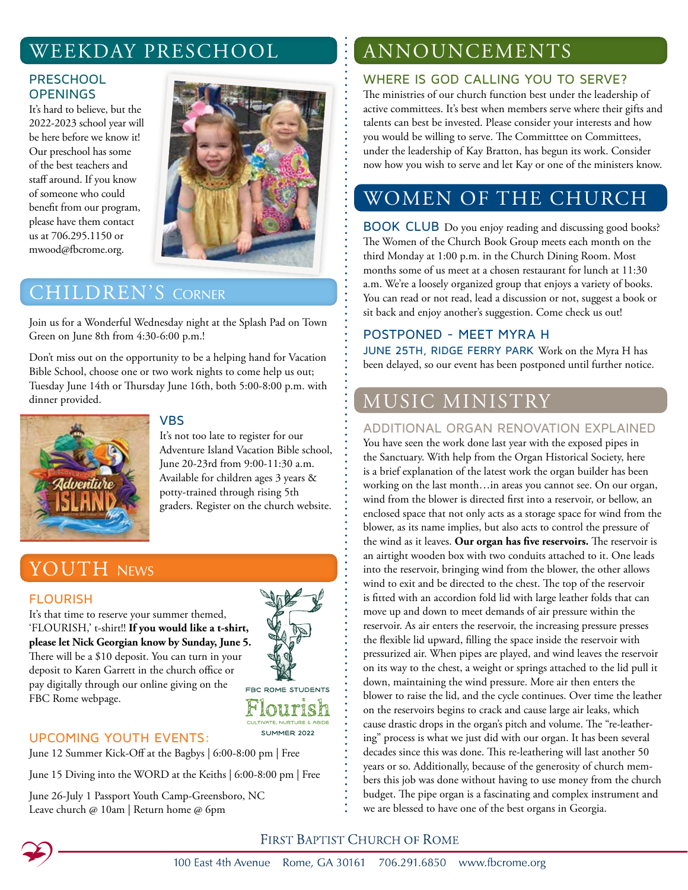# WEEKDAY PRESCHOOL

## PRESCHOOL OPENINGS

It's hard to believe, but the 2022-2023 school year will be here before we know it! Our preschool has some of the best teachers and staff around. If you know of someone who could benefit from our program, please have them contact us at 706.295.1150 or mwood@fbcrome.org.

# CHILDREN'S CORNER

Join us for a Wonderful Wednesday night at the Splash Pad on Town Green on June 8th from 4:30-6:00 p.m.!

Don't miss out on the opportunity to be a helping hand for Vacation Bible School, choose one or two work nights to come help us out; Tuesday June 14th or Thursday June 16th, both 5:00-8:00 p.m. with dinner provided.

## VBS

It's not too late to register for our Adventure Island Vacation Bible school, June 20-23rd from 9:00-11:30 a.m. Available for children ages 3 years & potty-trained through rising 5th graders. Register on the church website.

# YOUTH NEWS

## FLOURISH

It's that time to reserve your summer themed, 'FLOURISH,' t-shirt!! **If you would like a t-shirt, please let Nick Georgian know by Sunday, June 5.** There will be a $10 deposit. You can turn in your deposit to Karen Garrett in the church office or pay digitally through our online giving on the FBC Rome webpage.

FBC ROME STUDENTS
Flourish
CULTIVATE, NURTURE & ABIDE
SUMMER 2022

## UPCOMING YOUTH EVENTS:

June 12 Summer Kick-Off at the Bagbys | 6:00-8:00 pm | Free

June 15 Diving into the WORD at the Keiths | 6:00-8:00 pm | Free

June 26-July 1 Passport Youth Camp-Greensboro, NC
Leave church @ 10am | Return home @ 6pm

# ANNOUNCEMENTS

## WHERE IS GOD CALLING YOU TO SERVE?

The ministries of our church function best under the leadership of active committees. It's best when members serve where their gifts and talents can best be invested. Please consider your interests and how you would be willing to serve. The Committtee on Committees, under the leadership of Kay Bratton, has begun its work. Consider now how you wish to serve and let Kay or one of the ministers know.

# WOMEN OF THE CHURCH

**BOOK CLUB** Do you enjoy reading and discussing good books? The Women of the Church Book Group meets each month on the third Monday at 1:00 p.m. in the Church Dining Room. Most months some of us meet at a chosen restaurant for lunch at 11:30 a.m. We're a loosely organized group that enjoys a variety of books. You can read or not read, lead a discussion or not, suggest a book or sit back and enjoy another's suggestion. Come check us out!

## POSTPONED - MEET MYRA H

**JUNE 25TH, RIDGE FERRY PARK** Work on the Myra H has been delayed, so our event has been postponed until further notice.

# MUSIC MINISTRY

## ADDITIONAL ORGAN RENOVATION EXPLAINED

You have seen the work done last year with the exposed pipes in the Sanctuary. With help from the Organ Historical Society, here is a brief explanation of the latest work the organ builder has been working on the last month…in areas you cannot see. On our organ, wind from the blower is directed first into a reservoir, or bellow, an enclosed space that not only acts as a storage space for wind from the blower, as its name implies, but also acts to control the pressure of the wind as it leaves. **Our organ has five reservoirs.** The reservoir is an airtight wooden box with two conduits attached to it. One leads into the reservoir, bringing wind from the blower, the other allows wind to exit and be directed to the chest. The top of the reservoir is fitted with an accordion fold lid with large leather folds that can move up and down to meet demands of air pressure within the reservoir. As air enters the reservoir, the increasing pressure presses the flexible lid upward, filling the space inside the reservoir with pressurized air. When pipes are played, and wind leaves the reservoir on its way to the chest, a weight or springs attached to the lid pull it down, maintaining the wind pressure. More air then enters the blower to raise the lid, and the cycle continues. Over time the leather on the reservoirs begins to crack and cause large air leaks, which cause drastic drops in the organ's pitch and volume. The "re-leathering" process is what we just did with our organ. It has been several decades since this was done. This re-leathering will last another 50 years or so. Additionally, because of the generosity of church members this job was done without having to use money from the church budget. The pipe organ is a fascinating and complex instrument and we are blessed to have one of the best organs in Georgia.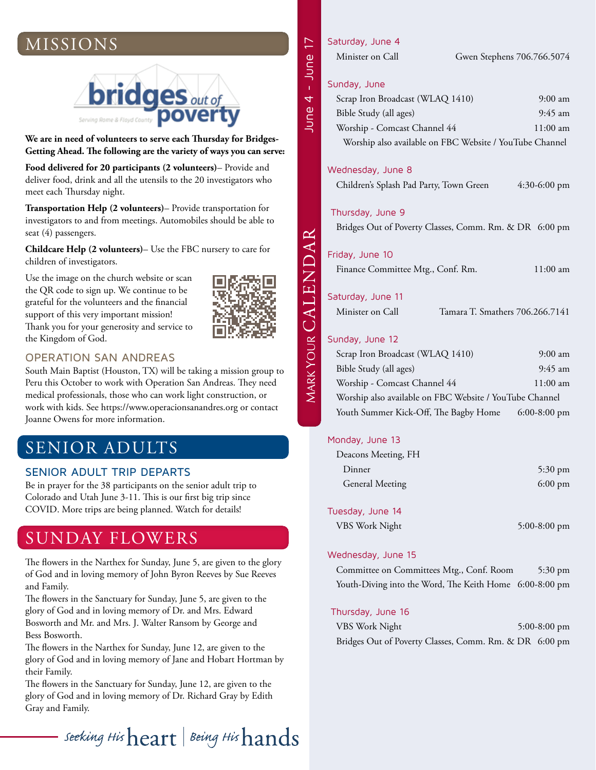## MISSIONS

**We are in need of volunteers to serve each Thursday for Bridges-Getting Ahead. The following are the variety of ways you can serve:**

**Food delivered for 20 participants (2 volunteers)**– Provide and deliver food, drink and all the utensils to the 20 investigators who meet each Thursday night.

**Transportation Help (2 volunteers)**– Provide transportation for investigators to and from meetings. Automobiles should be able to seat (4) passengers.

**Childcare Help (2 volunteers)**– Use the FBC nursery to care for children of investigators.

Use the image on the church website or scan the QR code to sign up. We continue to be grateful for the volunteers and the financial support of this very important mission! Thank you for your generosity and service to the Kingdom of God.

### OPERATION SAN ANDREAS

South Main Baptist (Houston, TX) will be taking a mission group to Peru this October to work with Operation San Andreas. They need medical professionals, those who can work light construction, or work with kids. See https://www.operacionsanandres.org or contact Joanne Owens for more information.

## SENIOR ADULTS

### SENIOR ADULT TRIP DEPARTS

Be in prayer for the 38 participants on the senior adult trip to Colorado and Utah June 3-11. This is our first big trip since COVID. More trips are being planned. Watch for details!

## SUNDAY FLOWERS

The flowers in the Narthex for Sunday, June 5, are given to the glory of God and in loving memory of John Byron Reeves by Sue Reeves and Family.

The flowers in the Sanctuary for Sunday, June 5, are given to the glory of God and in loving memory of Dr. and Mrs. Edward Bosworth and Mr. and Mrs. J. Walter Ransom by George and Bess Bosworth.

The flowers in the Narthex for Sunday, June 12, are given to the glory of God and in loving memory of Jane and Hobart Hortman by their Family.

The flowers in the Sanctuary for Sunday, June 12, are given to the glory of God and in loving memory of Dr. Richard Gray by Edith Gray and Family.

*Seeking His* heart | *Being His* hands

## MARK YOUR CALENDAR — June 4 - June 17

**Saturday, June 4**
- Minister on Call — Gwen Stephens 706.766.5074

**Sunday, June**
- Scrap Iron Broadcast (WLAQ 1410) — 9:00 am
- Bible Study (all ages) — 9:45 am
- Worship - Comcast Channel 44 — 11:00 am
- Worship also available on FBC Website / YouTube Channel

**Wednesday, June 8**
- Children's Splash Pad Party, Town Green — 4:30-6:00 pm

**Thursday, June 9**
- Bridges Out of Poverty Classes, Comm. Rm. & DR — 6:00 pm

**Friday, June 10**
- Finance Committee Mtg., Conf. Rm. — 11:00 am

**Saturday, June 11**
- Minister on Call — Tamara T. Smathers 706.266.7141

**Sunday, June 12**
- Scrap Iron Broadcast (WLAQ 1410) — 9:00 am
- Bible Study (all ages) — 9:45 am
- Worship - Comcast Channel 44 — 11:00 am
- Worship also available on FBC Website / YouTube Channel
- Youth Summer Kick-Off, The Bagby Home — 6:00-8:00 pm

**Monday, June 13**
- Deacons Meeting, FH
  - Dinner — 5:30 pm
  - General Meeting — 6:00 pm

**Tuesday, June 14**
- VBS Work Night — 5:00-8:00 pm

**Wednesday, June 15**
- Committee on Committees Mtg., Conf. Room — 5:30 pm
- Youth-Diving into the Word, The Keith Home — 6:00-8:00 pm

**Thursday, June 16**
- VBS Work Night — 5:00-8:00 pm
- Bridges Out of Poverty Classes, Comm. Rm. & DR — 6:00 pm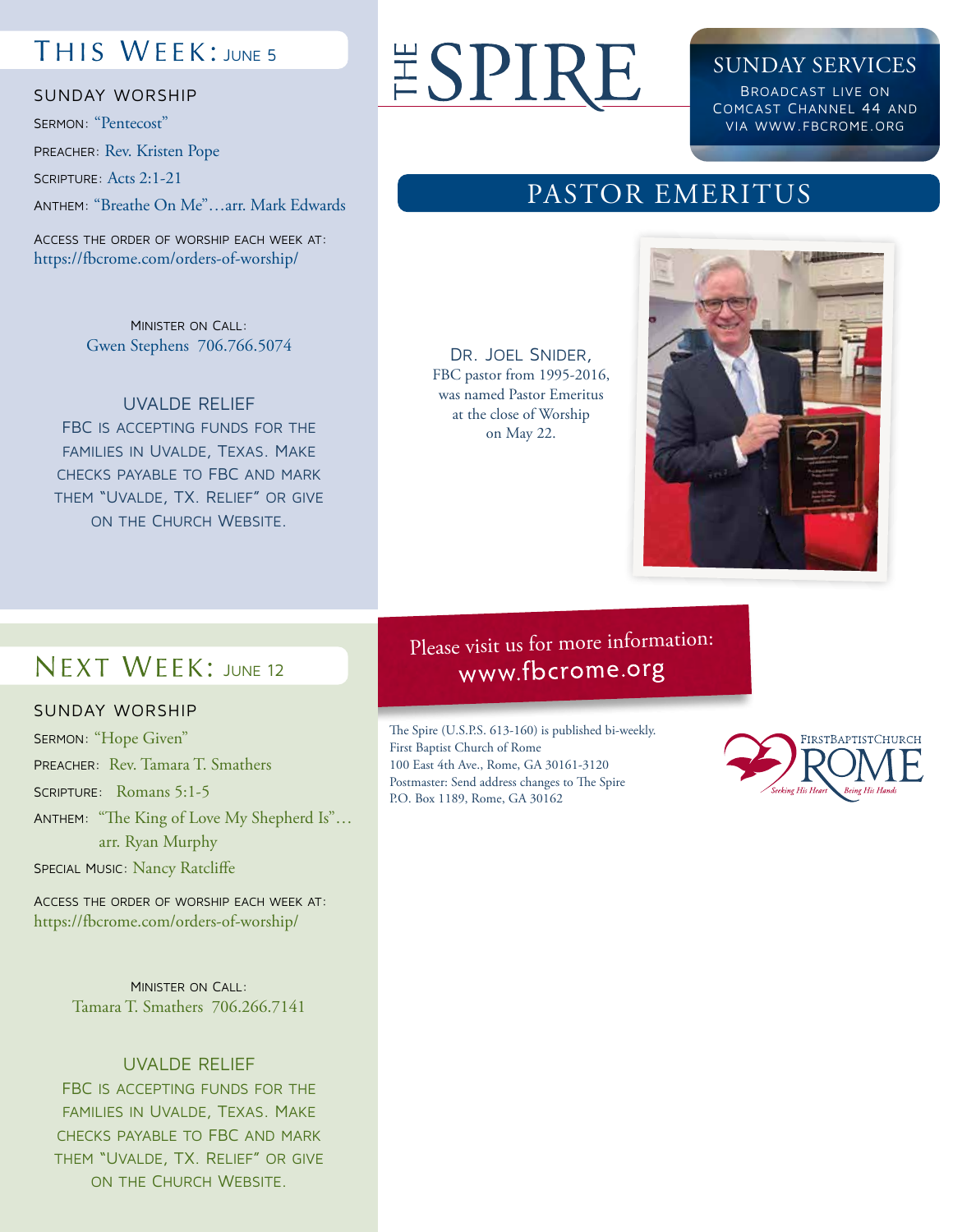# THE SPIRE

## SUNDAY SERVICES

BROADCAST LIVE ON COMCAST CHANNEL 44 AND VIA WWW.FBCROME.ORG

## THIS WEEK: JUNE 5

### SUNDAY WORSHIP

SERMON: "Pentecost"

PREACHER: Rev. Kristen Pope

SCRIPTURE: Acts 2:1-21

ANTHEM: "Breathe On Me"…arr. Mark Edwards

ACCESS THE ORDER OF WORSHIP EACH WEEK AT:
https://fbcrome.com/orders-of-worship/

MINISTER ON CALL:
Gwen Stephens 706.766.5074

### UVALDE RELIEF

FBC IS ACCEPTING FUNDS FOR THE FAMILIES IN UVALDE, TEXAS. MAKE CHECKS PAYABLE TO FBC AND MARK THEM "UVALDE, TX. RELIEF" OR GIVE ON THE CHURCH WEBSITE.

## PASTOR EMERITUS

DR. JOEL SNIDER, FBC pastor from 1995-2016, was named Pastor Emeritus at the close of Worship on May 22.

## NEXT WEEK: JUNE 12

### SUNDAY WORSHIP

SERMON: "Hope Given"

PREACHER: Rev. Tamara T. Smathers

SCRIPTURE: Romans 5:1-5

ANTHEM: "The King of Love My Shepherd Is"… arr. Ryan Murphy

SPECIAL MUSIC: Nancy Ratcliffe

ACCESS THE ORDER OF WORSHIP EACH WEEK AT:
https://fbcrome.com/orders-of-worship/

MINISTER ON CALL:
Tamara T. Smathers 706.266.7141

### UVALDE RELIEF

FBC IS ACCEPTING FUNDS FOR THE FAMILIES IN UVALDE, TEXAS. MAKE CHECKS PAYABLE TO FBC AND MARK THEM "UVALDE, TX. RELIEF" OR GIVE ON THE CHURCH WEBSITE.

Please visit us for more information:
www.fbcrome.org

The Spire (U.S.P.S. 613-160) is published bi-weekly.
First Baptist Church of Rome
100 East 4th Ave., Rome, GA 30161-3120
Postmaster: Send address changes to The Spire
P.O. Box 1189, Rome, GA 30162

FIRSTBAPTISTCHURCH ROME
Seeking His Heart · Being His Hands